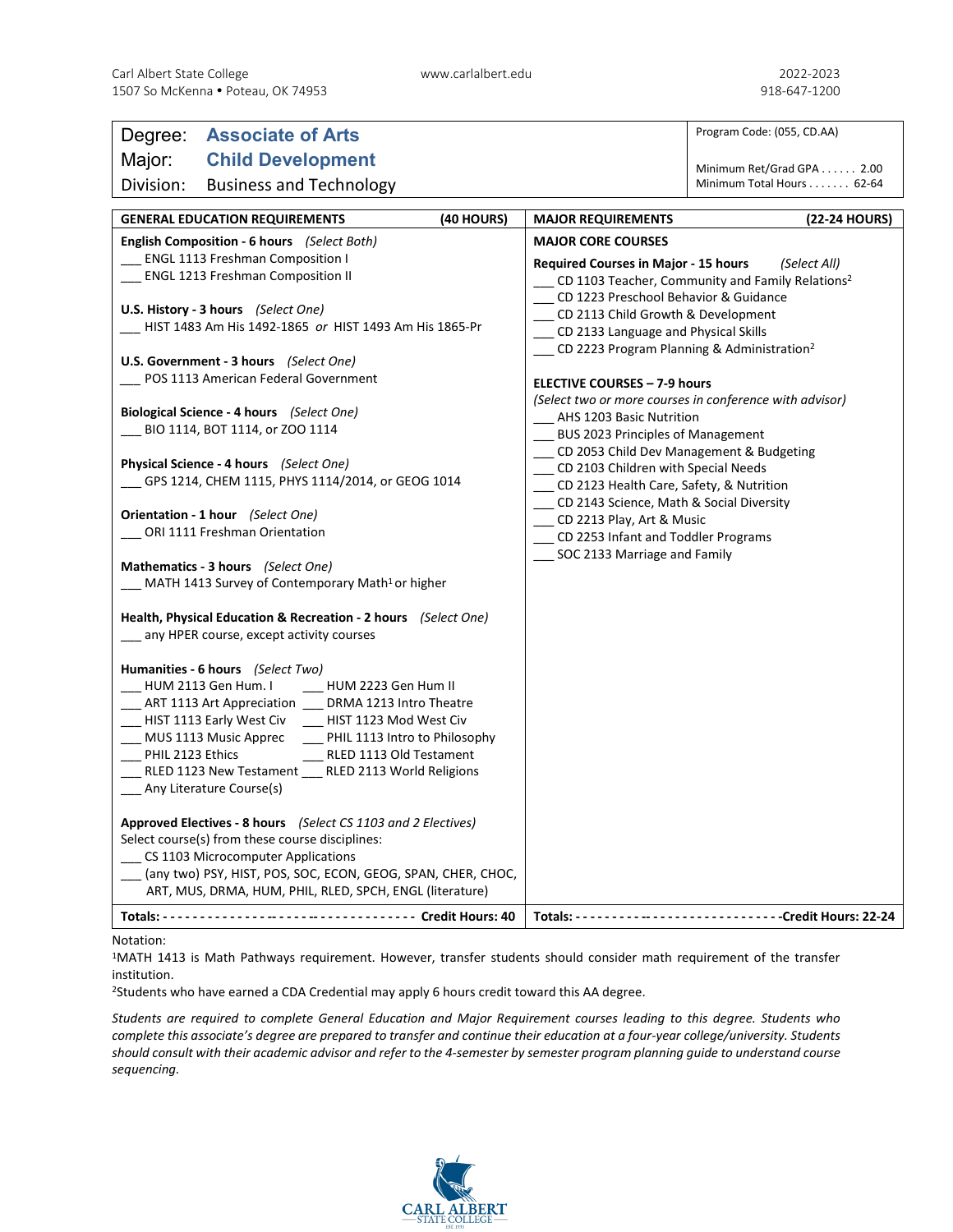Carl Albert State College
1507 So McKenna • Poteau, OK 74953

www.carlalbert.edu

2022-2023
918-647-1200

| | |
|---|---|
| Degree: **Associate of Arts** | Program Code: (055, CD.AA) |
| Major: **Child Development** | Minimum Ret/Grad GPA . . . . . . 2.00 |
| Division: Business and Technology | Minimum Total Hours . . . . . . . 62-64 |

## GENERAL EDUCATION REQUIREMENTS (40 HOURS)

**English Composition - 6 hours** *(Select Both)*
___ ENGL 1113 Freshman Composition I
___ ENGL 1213 Freshman Composition II

**U.S. History - 3 hours** *(Select One)*
___ HIST 1483 Am His 1492-1865 *or* HIST 1493 Am His 1865-Pr

**U.S. Government - 3 hours** *(Select One)*
___ POS 1113 American Federal Government

**Biological Science - 4 hours** *(Select One)*
___ BIO 1114, BOT 1114, or ZOO 1114

**Physical Science - 4 hours** *(Select One)*
___ GPS 1214, CHEM 1115, PHYS 1114/2014, or GEOG 1014

**Orientation - 1 hour** *(Select One)*
___ ORI 1111 Freshman Orientation

**Mathematics - 3 hours** *(Select One)*
___ MATH 1413 Survey of Contemporary Math[1] or higher

**Health, Physical Education & Recreation - 2 hours** *(Select One)*
___ any HPER course, except activity courses

**Humanities - 6 hours** *(Select Two)*
___ HUM 2113 Gen Hum. I ___ HUM 2223 Gen Hum II
___ ART 1113 Art Appreciation ___ DRMA 1213 Intro Theatre
___ HIST 1113 Early West Civ ___ HIST 1123 Mod West Civ
___ MUS 1113 Music Apprec ___ PHIL 1113 Intro to Philosophy
___ PHIL 2123 Ethics ___ RLED 1113 Old Testament
___ RLED 1123 New Testament ___ RLED 2113 World Religions
___ Any Literature Course(s)

**Approved Electives - 8 hours** *(Select CS 1103 and 2 Electives)*
Select course(s) from these course disciplines:
___ CS 1103 Microcomputer Applications
___ (any two) PSY, HIST, POS, SOC, ECON, GEOG, SPAN, CHER, CHOC, ART, MUS, DRMA, HUM, PHIL, RLED, SPCH, ENGL (literature)

**Totals: - - - - - - - - - - - - - - - - - - - - - - - - - - - - - - - - - - - Credit Hours: 40**

## MAJOR REQUIREMENTS (22-24 HOURS)

**MAJOR CORE COURSES**

**Required Courses in Major - 15 hours** *(Select All)*
___ CD 1103 Teacher, Community and Family Relations[2]
___ CD 1223 Preschool Behavior & Guidance
___ CD 2113 Child Growth & Development
___ CD 2133 Language and Physical Skills
___ CD 2223 Program Planning & Administration[2]

**ELECTIVE COURSES – 7-9 hours**
*(Select two or more courses in conference with advisor)*
___ AHS 1203 Basic Nutrition
___ BUS 2023 Principles of Management
___ CD 2053 Child Dev Management & Budgeting
___ CD 2103 Children with Special Needs
___ CD 2123 Health Care, Safety, & Nutrition
___ CD 2143 Science, Math & Social Diversity
___ CD 2213 Play, Art & Music
___ CD 2253 Infant and Toddler Programs
___ SOC 2133 Marriage and Family

**Totals: - - - - - - - - - - - - - - - - - - - - - - - - - - - - - - -Credit Hours: 22-24**

Notation:
[1]MATH 1413 is Math Pathways requirement. However, transfer students should consider math requirement of the transfer institution.
[2]Students who have earned a CDA Credential may apply 6 hours credit toward this AA degree.

*Students are required to complete General Education and Major Requirement courses leading to this degree. Students who complete this associate's degree are prepared to transfer and continue their education at a four-year college/university. Students should consult with their academic advisor and refer to the 4-semester by semester program planning guide to understand course sequencing.*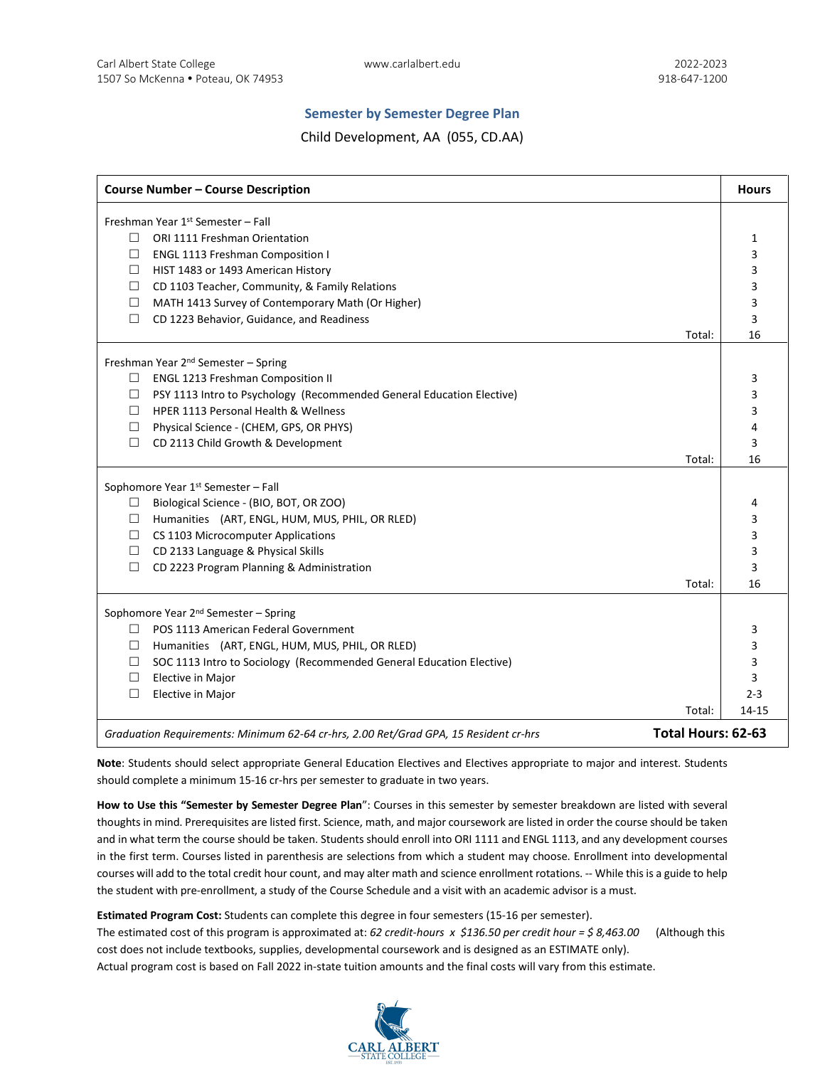Carl Albert State College
1507 So McKenna • Poteau, OK 74953

www.carlalbert.edu

2022-2023
918-647-1200

## Semester by Semester Degree Plan

Child Development, AA (055, CD.AA)

| Course Number – Course Description | Hours |
|---|---|
| Freshman Year 1st Semester – Fall | |
| ☐ ORI 1111 Freshman Orientation | 1 |
| ☐ ENGL 1113 Freshman Composition I | 3 |
| ☐ HIST 1483 or 1493 American History | 3 |
| ☐ CD 1103 Teacher, Community, & Family Relations | 3 |
| ☐ MATH 1413 Survey of Contemporary Math (Or Higher) | 3 |
| ☐ CD 1223 Behavior, Guidance, and Readiness | 3 |
| Total: | 16 |
| Freshman Year 2nd Semester – Spring | |
| ☐ ENGL 1213 Freshman Composition II | 3 |
| ☐ PSY 1113 Intro to Psychology (Recommended General Education Elective) | 3 |
| ☐ HPER 1113 Personal Health & Wellness | 3 |
| ☐ Physical Science - (CHEM, GPS, OR PHYS) | 4 |
| ☐ CD 2113 Child Growth & Development | 3 |
| Total: | 16 |
| Sophomore Year 1st Semester – Fall | |
| ☐ Biological Science - (BIO, BOT, OR ZOO) | 4 |
| ☐ Humanities (ART, ENGL, HUM, MUS, PHIL, OR RLED) | 3 |
| ☐ CS 1103 Microcomputer Applications | 3 |
| ☐ CD 2133 Language & Physical Skills | 3 |
| ☐ CD 2223 Program Planning & Administration | 3 |
| Total: | 16 |
| Sophomore Year 2nd Semester – Spring | |
| ☐ POS 1113 American Federal Government | 3 |
| ☐ Humanities (ART, ENGL, HUM, MUS, PHIL, OR RLED) | 3 |
| ☐ SOC 1113 Intro to Sociology (Recommended General Education Elective) | 3 |
| ☐ Elective in Major | 3 |
| ☐ Elective in Major | 2-3 |
| Total: | 14-15 |
| *Graduation Requirements: Minimum 62-64 cr-hrs, 2.00 Ret/Grad GPA, 15 Resident cr-hrs* | **Total Hours: 62-63** |

**Note**: Students should select appropriate General Education Electives and Electives appropriate to major and interest. Students should complete a minimum 15-16 cr-hrs per semester to graduate in two years.

**How to Use this "Semester by Semester Degree Plan"**: Courses in this semester by semester breakdown are listed with several thoughts in mind. Prerequisites are listed first. Science, math, and major coursework are listed in order the course should be taken and in what term the course should be taken. Students should enroll into ORI 1111 and ENGL 1113, and any development courses in the first term. Courses listed in parenthesis are selections from which a student may choose. Enrollment into developmental courses will add to the total credit hour count, and may alter math and science enrollment rotations. -- While this is a guide to help the student with pre-enrollment, a study of the Course Schedule and a visit with an academic advisor is a must.

**Estimated Program Cost:** Students can complete this degree in four semesters (15-16 per semester).
The estimated cost of this program is approximated at: *62 credit-hours x $136.50 per credit hour = $ 8,463.00* (Although this cost does not include textbooks, supplies, developmental coursework and is designed as an ESTIMATE only).
Actual program cost is based on Fall 2022 in-state tuition amounts and the final costs will vary from this estimate.

CARL ALBERT STATE COLLEGE EST. 1933